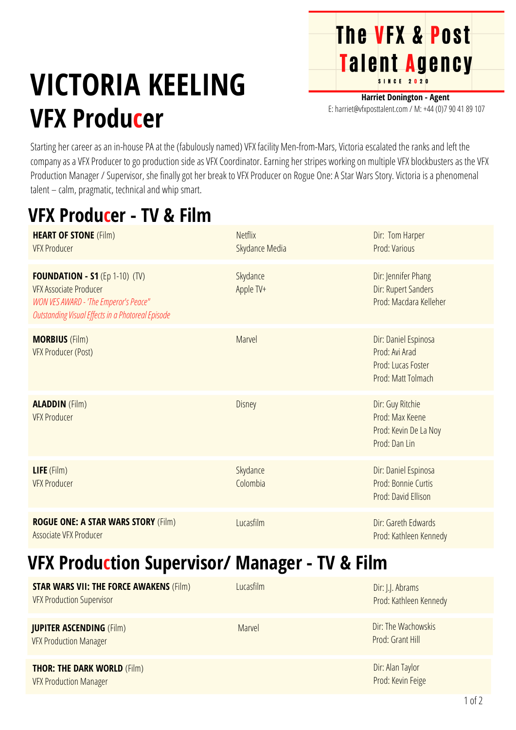**The VFX & Post Talent Agency**
SINCE 2020

**Harriet Donington - Agent**
E: harriet@vfxposttalent.com / M: +44 (0)7 90 41 89 107

# VICTORIA KEELING
## VFX Producer

Starting her career as an in-house PA at the (fabulously named) VFX facility Men-from-Mars, Victoria escalated the ranks and left the company as a VFX Producer to go production side as VFX Coordinator. Earning her stripes working on multiple VFX blockbusters as the VFX Production Manager / Supervisor, she finally got her break to VFX Producer on Rogue One: A Star Wars Story. Victoria is a phenomenal talent – calm, pragmatic, technical and whip smart.

## VFX Producer - TV & Film

| | | |
|---|---|---|
| **HEART OF STONE** (Film)<br>VFX Producer | Netflix<br>Skydance Media | Dir: Tom Harper<br>Prod: Various |
| **FOUNDATION - S1** (Ep 1-10) (TV)<br>VFX Associate Producer<br>*WON VES AWARD - 'The Emperor's Peace"*<br>*Outstanding Visual Effects in a Photoreal Episode* | Skydance<br>Apple TV+ | Dir: Jennifer Phang<br>Dir: Rupert Sanders<br>Prod: Macdara Kelleher |
| **MORBIUS** (Film)<br>VFX Producer (Post) | Marvel | Dir: Daniel Espinosa<br>Prod: Avi Arad<br>Prod: Lucas Foster<br>Prod: Matt Tolmach |
| **ALADDIN** (Film)<br>VFX Producer | Disney | Dir: Guy Ritchie<br>Prod: Max Keene<br>Prod: Kevin De La Noy<br>Prod: Dan Lin |
| **LIFE** (Film)<br>VFX Producer | Skydance<br>Colombia | Dir: Daniel Espinosa<br>Prod: Bonnie Curtis<br>Prod: David Ellison |
| **ROGUE ONE: A STAR WARS STORY** (Film)<br>Associate VFX Producer | Lucasfilm | Dir: Gareth Edwards<br>Prod: Kathleen Kennedy |

## VFX Production Supervisor/ Manager - TV & Film

| | | |
|---|---|---|
| **STAR WARS VII: THE FORCE AWAKENS** (Film)<br>VFX Production Supervisor | Lucasfilm | Dir: J.J. Abrams<br>Prod: Kathleen Kennedy |
| **JUPITER ASCENDING** (Film)<br>VFX Production Manager | Marvel | Dir: The Wachowskis<br>Prod: Grant Hill |
| **THOR: THE DARK WORLD** (Film)<br>VFX Production Manager | | Dir: Alan Taylor<br>Prod: Kevin Feige |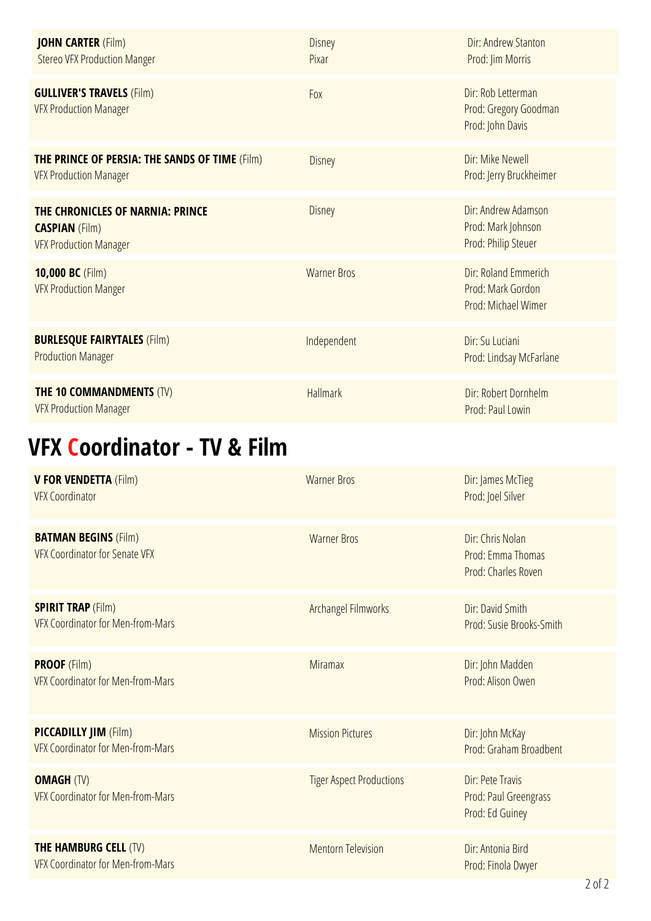| | | |
|---|---|---|
| **JOHN CARTER** (Film)<br>Stereo VFX Production Manger | Disney<br>Pixar | Dir: Andrew Stanton<br>Prod: Jim Morris |
| **GULLIVER'S TRAVELS** (Film)<br>VFX Production Manager | Fox | Dir: Rob Letterman<br>Prod: Gregory Goodman<br>Prod: John Davis |
| **THE PRINCE OF PERSIA: THE SANDS OF TIME** (Film)<br>VFX Production Manager | Disney | Dir: Mike Newell<br>Prod: Jerry Bruckheimer |
| **THE CHRONICLES OF NARNIA: PRINCE CASPIAN** (Film)<br>VFX Production Manager | Disney | Dir: Andrew Adamson<br>Prod: Mark Johnson<br>Prod: Philip Steuer |
| **10,000 BC** (Film)<br>VFX Production Manger | Warner Bros | Dir: Roland Emmerich<br>Prod: Mark Gordon<br>Prod: Michael Wimer |
| **BURLESQUE FAIRYTALES** (Film)<br>Production Manager | Independent | Dir: Su Luciani<br>Prod: Lindsay McFarlane |
| **THE 10 COMMANDMENTS** (TV)<br>VFX Production Manager | Hallmark | Dir: Robert Dornhelm<br>Prod: Paul Lowin |

## VFX Coordinator - TV & Film

| | | |
|---|---|---|
| **V FOR VENDETTA** (Film)<br>VFX Coordinator | Warner Bros | Dir: James McTieg<br>Prod: Joel Silver |
| **BATMAN BEGINS** (Film)<br>VFX Coordinator for Senate VFX | Warner Bros | Dir: Chris Nolan<br>Prod: Emma Thomas<br>Prod: Charles Roven |
| **SPIRIT TRAP** (Film)<br>VFX Coordinator for Men-from-Mars | Archangel Filmworks | Dir: David Smith<br>Prod: Susie Brooks-Smith |
| **PROOF** (Film)<br>VFX Coordinator for Men-from-Mars | Miramax | Dir: John Madden<br>Prod: Alison Owen |
| **PICCADILLY JIM** (Film)<br>VFX Coordinator for Men-from-Mars | Mission Pictures | Dir: John McKay<br>Prod: Graham Broadbent |
| **OMAGH** (TV)<br>VFX Coordinator for Men-from-Mars | Tiger Aspect Productions | Dir: Pete Travis<br>Prod: Paul Greengrass<br>Prod: Ed Guiney |
| **THE HAMBURG CELL** (TV)<br>VFX Coordinator for Men-from-Mars | Mentorn Television | Dir: Antonia Bird<br>Prod: Finola Dwyer |